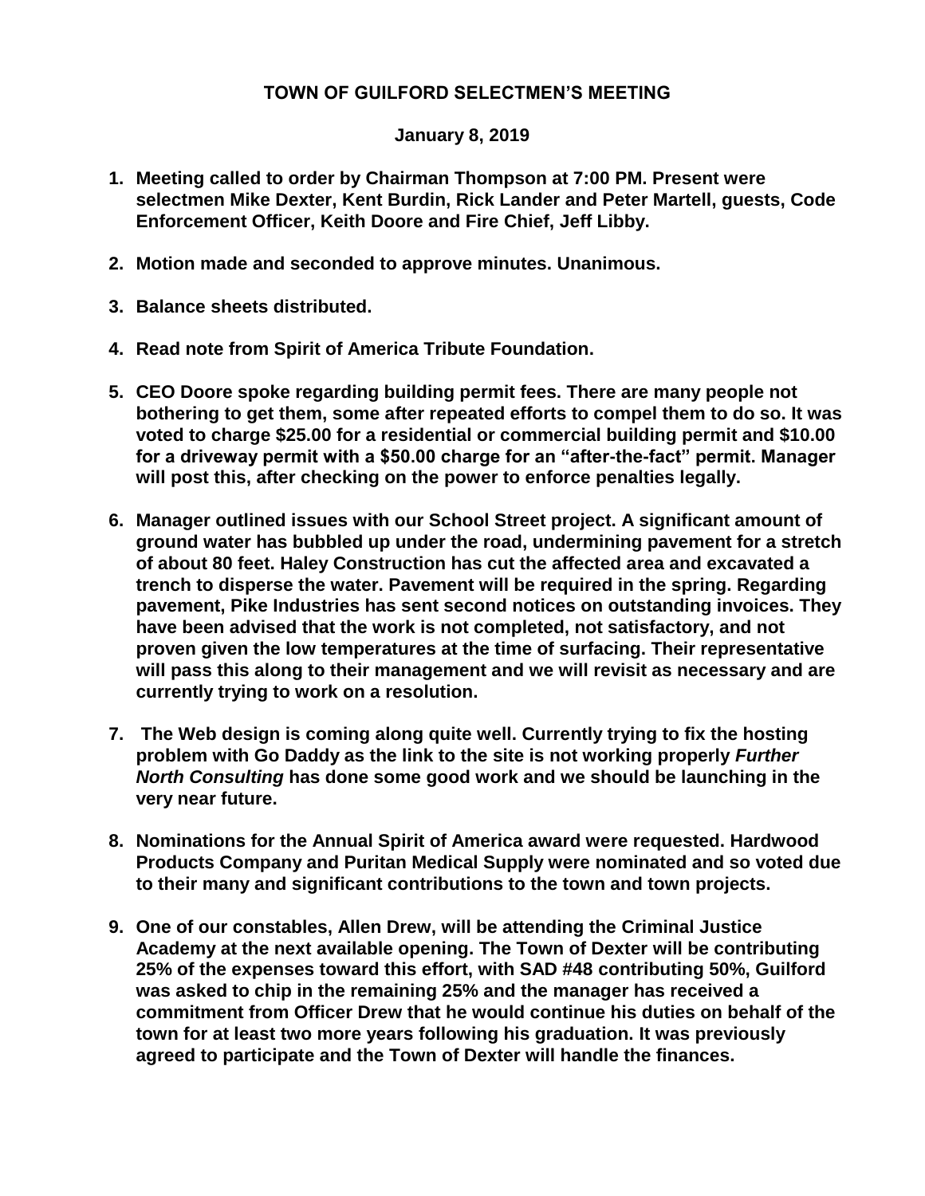**TOWN OF GUILFORD SELECTMEN'S MEETING**

**January 8, 2019**

1. **Meeting called to order by Chairman Thompson at 7:00 PM. Present were selectmen Mike Dexter, Kent Burdin, Rick Lander and Peter Martell, guests, Code Enforcement Officer, Keith Doore and Fire Chief, Jeff Libby.**

2. **Motion made and seconded to approve minutes. Unanimous.**

3. **Balance sheets distributed.**

4. **Read note from Spirit of America Tribute Foundation.**

5. **CEO Doore spoke regarding building permit fees. There are many people not bothering to get them, some after repeated efforts to compel them to do so. It was voted to charge $25.00 for a residential or commercial building permit and $10.00 for a driveway permit with a $50.00 charge for an "after-the-fact" permit. Manager will post this, after checking on the power to enforce penalties legally.**

6. **Manager outlined issues with our School Street project. A significant amount of ground water has bubbled up under the road, undermining pavement for a stretch of about 80 feet. Haley Construction has cut the affected area and excavated a trench to disperse the water. Pavement will be required in the spring. Regarding pavement, Pike Industries has sent second notices on outstanding invoices. They have been advised that the work is not completed, not satisfactory, and not proven given the low temperatures at the time of surfacing. Their representative will pass this along to their management and we will revisit as necessary and are currently trying to work on a resolution.**

7. **The Web design is coming along quite well. Currently trying to fix the hosting problem with Go Daddy as the link to the site is not working properly *Further North Consulting* has done some good work and we should be launching in the very near future.**

8. **Nominations for the Annual Spirit of America award were requested. Hardwood Products Company and Puritan Medical Supply were nominated and so voted due to their many and significant contributions to the town and town projects.**

9. **One of our constables, Allen Drew, will be attending the Criminal Justice Academy at the next available opening. The Town of Dexter will be contributing 25% of the expenses toward this effort, with SAD #48 contributing 50%, Guilford was asked to chip in the remaining 25% and the manager has received a commitment from Officer Drew that he would continue his duties on behalf of the town for at least two more years following his graduation. It was previously agreed to participate and the Town of Dexter will handle the finances.**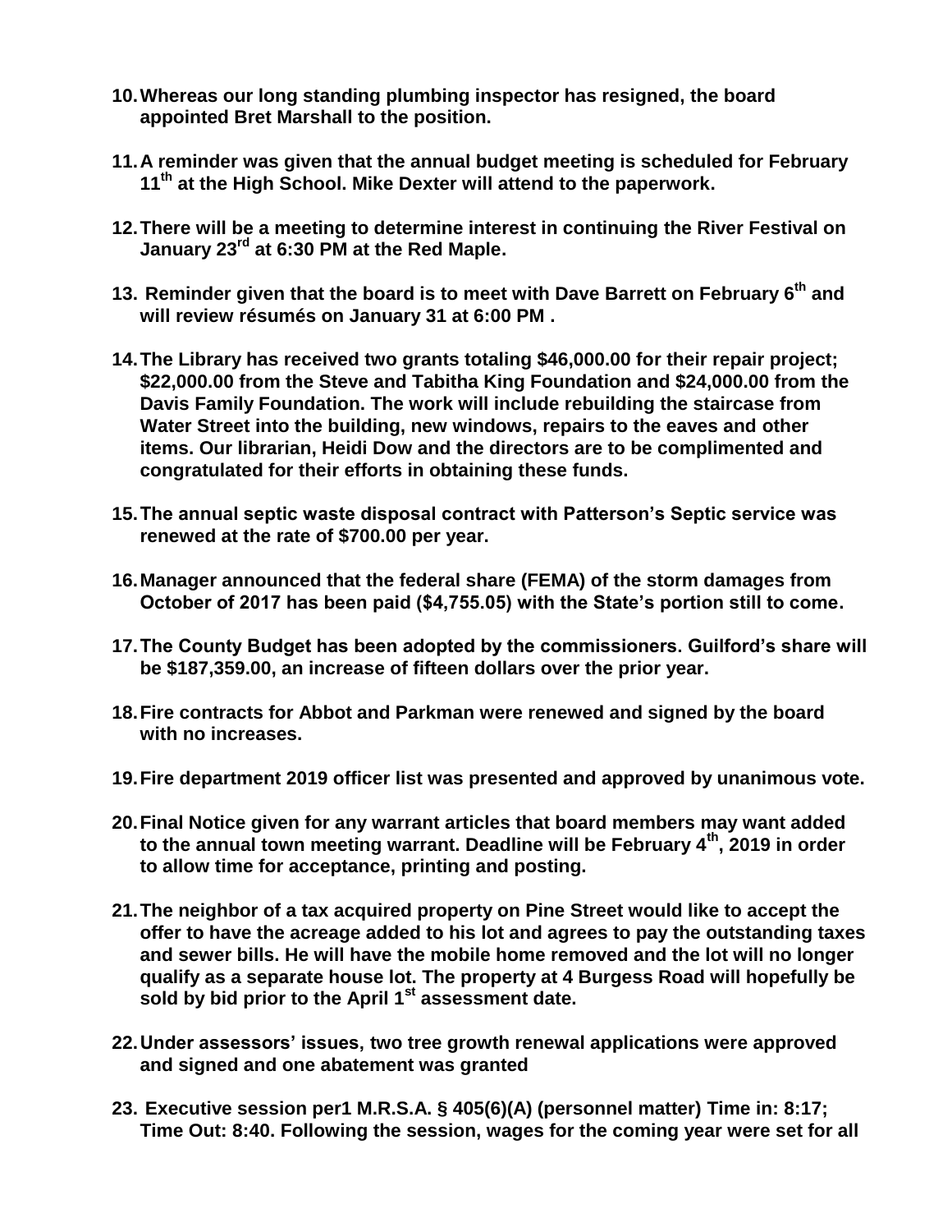10. **Whereas our long standing plumbing inspector has resigned, the board appointed Bret Marshall to the position.**

11. **A reminder was given that the annual budget meeting is scheduled for February 11th at the High School. Mike Dexter will attend to the paperwork.**

12. **There will be a meeting to determine interest in continuing the River Festival on January 23rd at 6:30 PM at the Red Maple.**

13. **Reminder given that the board is to meet with Dave Barrett on February 6th and will review résumés on January 31 at 6:00 PM .**

14. **The Library has received two grants totaling $46,000.00 for their repair project; $22,000.00 from the Steve and Tabitha King Foundation and $24,000.00 from the Davis Family Foundation. The work will include rebuilding the staircase from Water Street into the building, new windows, repairs to the eaves and other items. Our librarian, Heidi Dow and the directors are to be complimented and congratulated for their efforts in obtaining these funds.**

15. **The annual septic waste disposal contract with Patterson's Septic service was renewed at the rate of $700.00 per year.**

16. **Manager announced that the federal share (FEMA) of the storm damages from October of 2017 has been paid ($4,755.05) with the State's portion still to come.**

17. **The County Budget has been adopted by the commissioners. Guilford's share will be $187,359.00, an increase of fifteen dollars over the prior year.**

18. **Fire contracts for Abbot and Parkman were renewed and signed by the board with no increases.**

19. **Fire department 2019 officer list was presented and approved by unanimous vote.**

20. **Final Notice given for any warrant articles that board members may want added to the annual town meeting warrant. Deadline will be February 4th, 2019 in order to allow time for acceptance, printing and posting.**

21. **The neighbor of a tax acquired property on Pine Street would like to accept the offer to have the acreage added to his lot and agrees to pay the outstanding taxes and sewer bills. He will have the mobile home removed and the lot will no longer qualify as a separate house lot. The property at 4 Burgess Road will hopefully be sold by bid prior to the April 1st assessment date.**

22. **Under assessors' issues, two tree growth renewal applications were approved and signed and one abatement was granted**

23. **Executive session per1 M.R.S.A. § 405(6)(A) (personnel matter) Time in: 8:17; Time Out: 8:40. Following the session, wages for the coming year were set for all**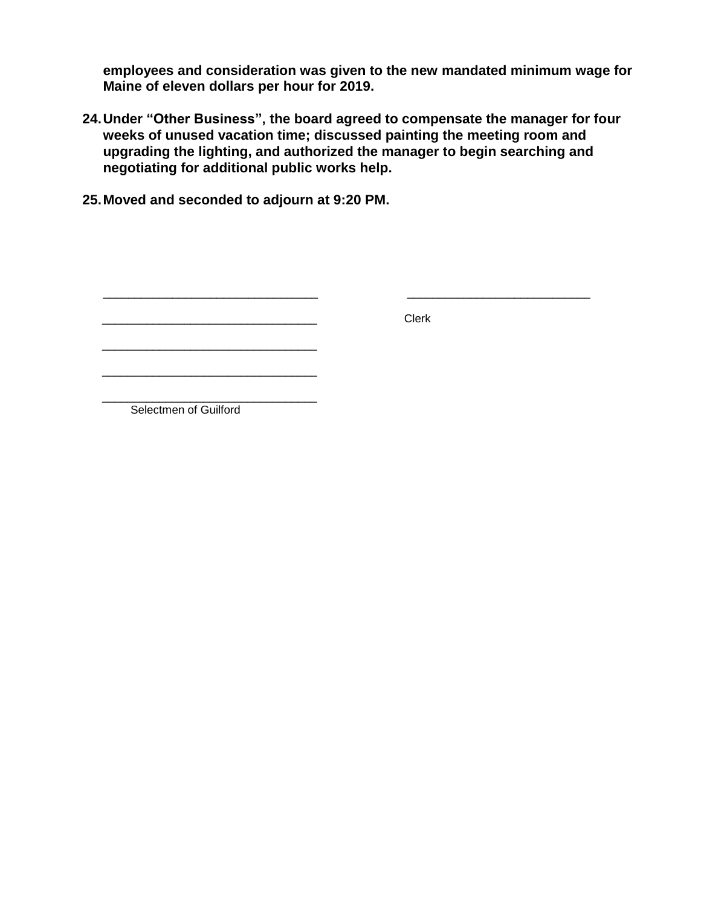**employees and consideration was given to the new mandated minimum wage for Maine of eleven dollars per hour for 2019.**

24. **Under "Other Business", the board agreed to compensate the manager for four weeks of unused vacation time; discussed painting the meeting room and upgrading the lighting, and authorized the manager to begin searching and negotiating for additional public works help.**

25. **Moved and seconded to adjourn at 9:20 PM.**

_________________________________ ____________________________

_________________________________ Clerk

_________________________________

_________________________________

_________________________________

Selectmen of Guilford